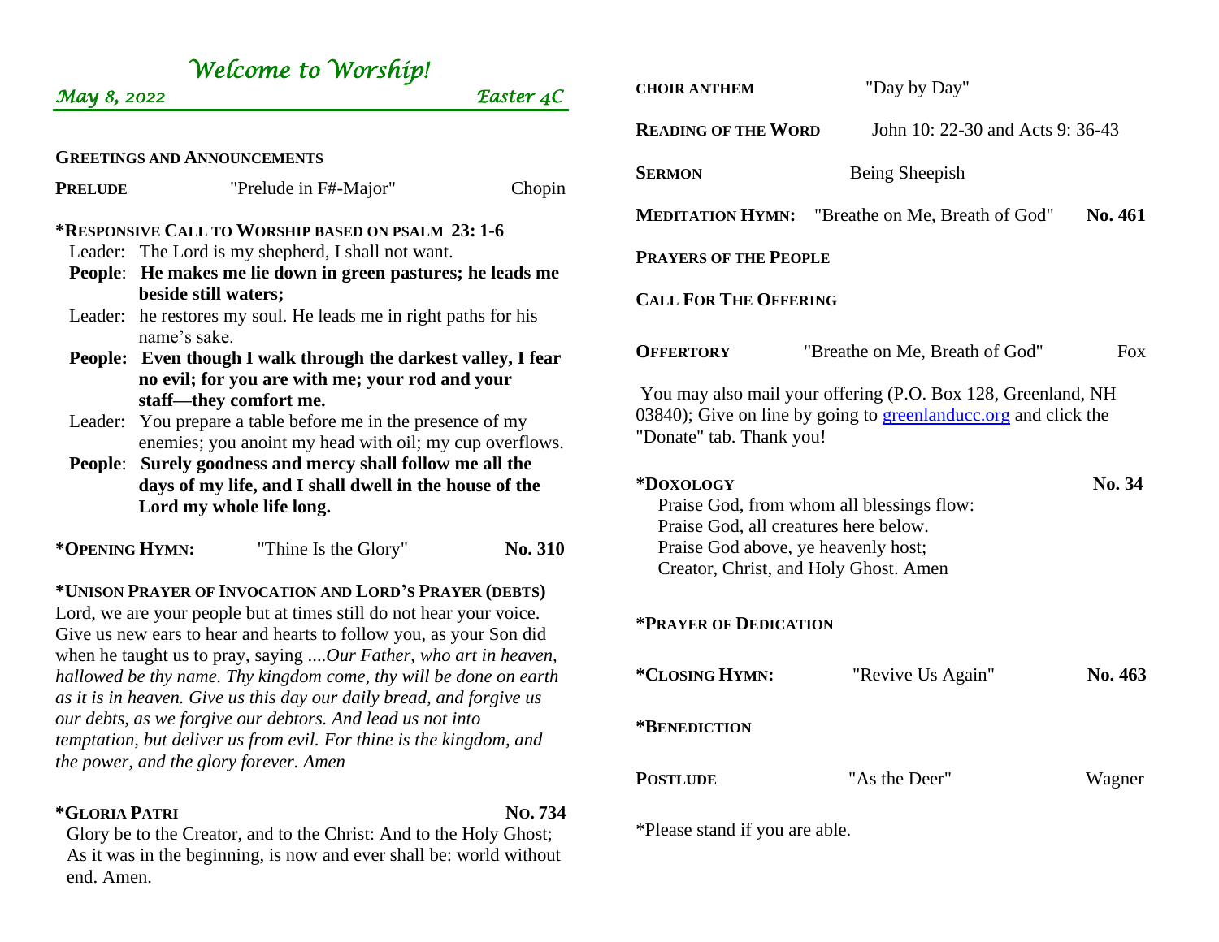# *Welcome to Worship!*

*May 8, 2022* *Easter 4C*

**GREETINGS AND ANNOUNCEMENTS**

**PRELUDE** "Prelude in F#-Major" Chopin

**\*RESPONSIVE CALL TO WORSHIP BASED ON PSALM 23: 1-6**

Leader: The Lord is my shepherd, I shall not want.

**People: He makes me lie down in green pastures; he leads me beside still waters;**

Leader: he restores my soul. He leads me in right paths for his name's sake.

**People: Even though I walk through the darkest valley, I fear no evil; for you are with me; your rod and your staff—they comfort me.**

Leader: You prepare a table before me in the presence of my enemies; you anoint my head with oil; my cup overflows.

**People: Surely goodness and mercy shall follow me all the days of my life, and I shall dwell in the house of the Lord my whole life long.**

**\*OPENING HYMN:** "Thine Is the Glory" **No. 310**

**\*UNISON PRAYER OF INVOCATION AND LORD'S PRAYER (DEBTS)**

Lord, we are your people but at times still do not hear your voice. Give us new ears to hear and hearts to follow you, as your Son did when he taught us to pray, saying ....*Our Father, who art in heaven, hallowed be thy name. Thy kingdom come, thy will be done on earth as it is in heaven. Give us this day our daily bread, and forgive us our debts, as we forgive our debtors. And lead us not into temptation, but deliver us from evil. For thine is the kingdom, and the power, and the glory forever. Amen*

**\*GLORIA PATRI** **NO. 734**

Glory be to the Creator, and to the Christ: And to the Holy Ghost; As it was in the beginning, is now and ever shall be: world without end. Amen.

**CHOIR ANTHEM** "Day by Day"

**READING OF THE WORD** John 10: 22-30 and Acts 9: 36-43

**SERMON** Being Sheepish

**MEDITATION HYMN:** "Breathe on Me, Breath of God" **No. 461**

**PRAYERS OF THE PEOPLE**

**CALL FOR THE OFFERING**

**OFFERTORY** "Breathe on Me, Breath of God" Fox

You may also mail your offering (P.O. Box 128, Greenland, NH 03840); Give on line by going to [greenlanducc.org](greenlanducc.org) and click the "Donate" tab. Thank you!

**\*DOXOLOGY** **No. 34**

Praise God, from whom all blessings flow:
Praise God, all creatures here below.
Praise God above, ye heavenly host;
Creator, Christ, and Holy Ghost. Amen

**\*PRAYER OF DEDICATION**

**\*CLOSING HYMN:** "Revive Us Again" **No. 463**

**\*BENEDICTION**

**POSTLUDE** "As the Deer" Wagner

\*Please stand if you are able.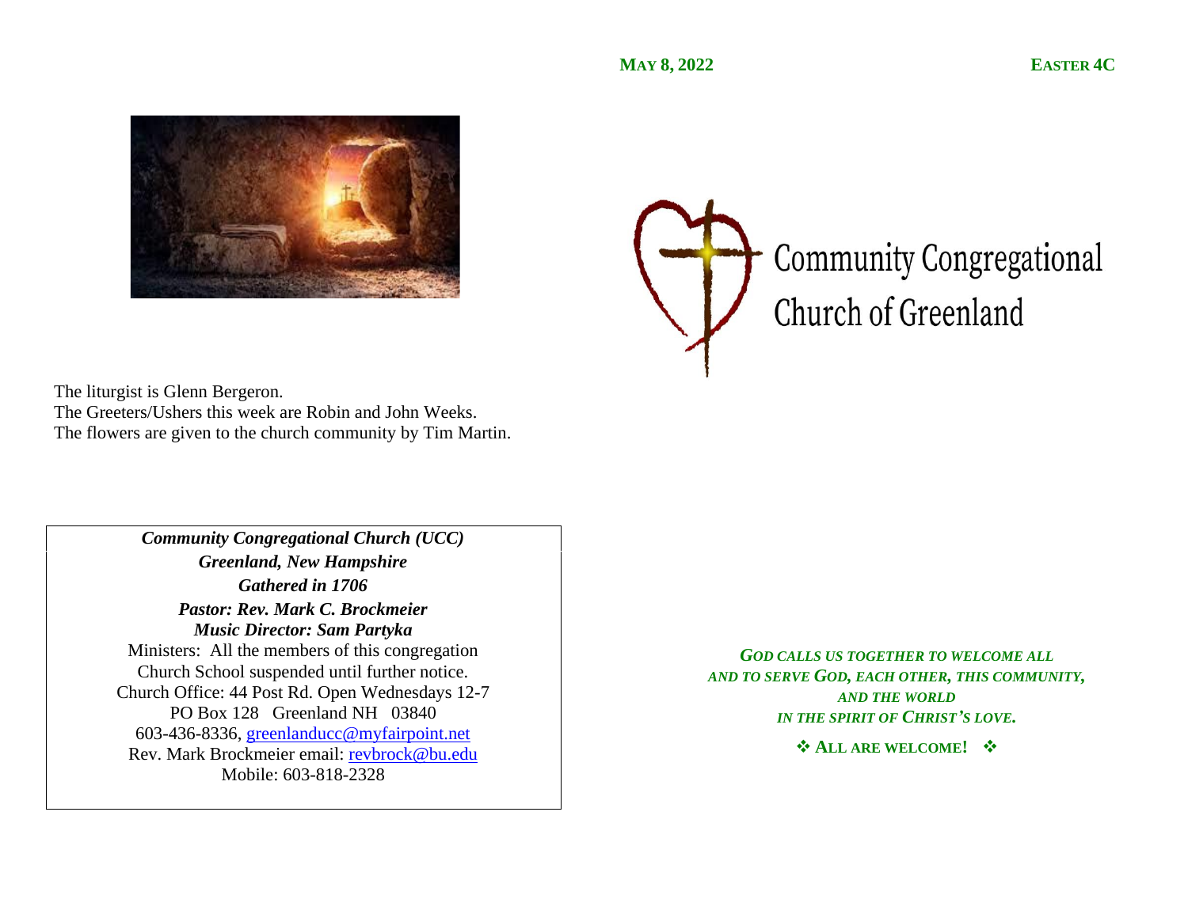**MAY 8, 2022** **EASTER 4C**

Community Congregational Church of Greenland

The liturgist is Glenn Bergeron.
The Greeters/Ushers this week are Robin and John Weeks.
The flowers are given to the church community by Tim Martin.

***Community Congregational Church (UCC)***
***Greenland, New Hampshire***
***Gathered in 1706***
***Pastor: Rev. Mark C. Brockmeier***
***Music Director: Sam Partyka***
Ministers: All the members of this congregation
Church School suspended until further notice.
Church Office: 44 Post Rd. Open Wednesdays 12-7
PO Box 128 Greenland NH 03840
603-436-8336, greenlanducc@myfairpoint.net
Rev. Mark Brockmeier email: revbrock@bu.edu
Mobile: 603-818-2328

***GOD CALLS US TOGETHER TO WELCOME ALL***
***AND TO SERVE GOD, EACH OTHER, THIS COMMUNITY,***
***AND THE WORLD***
***IN THE SPIRIT OF CHRIST'S LOVE.***

❖ **ALL ARE WELCOME!** ❖